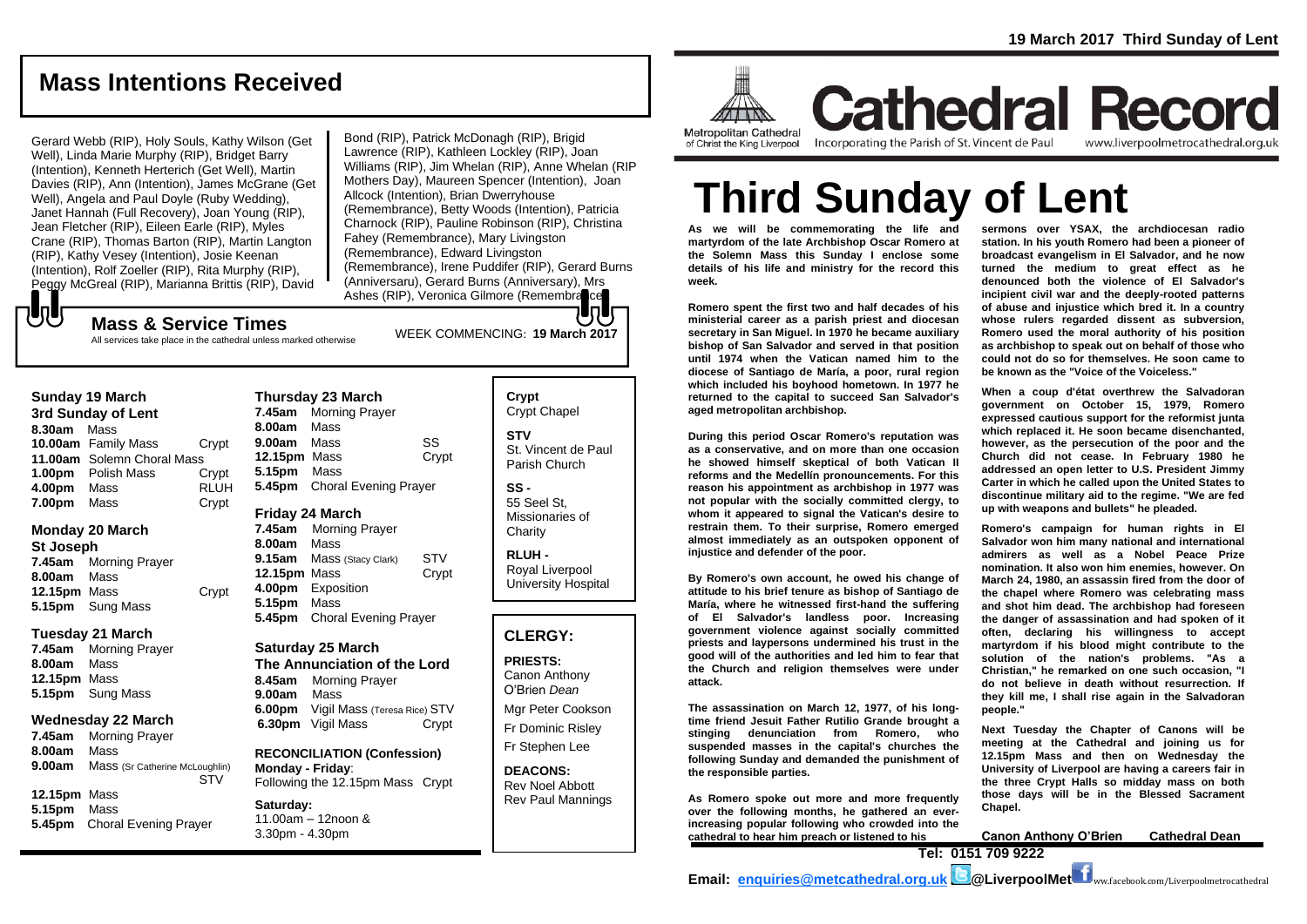# Mass Intentions Received

Gerard Webb (RIP), Holy Souls, Kathy Wilson (Get Well), Linda Marie Murphy (RIP), Bridget Barry (Intention), Kenneth Herterich (Get Well), Martin Davies (RIP), Ann (Intention), James McGrane (Get Well), Angela and Paul Doyle (Ruby Wedding), Janet Hannah (Full Recovery), Joan Young (RIP), Jean Fletcher (RIP), Eileen Earle (RIP), Myles Crane (RIP), Thomas Barton (RIP), Martin Langton (RIP), Kathy Vesey (Intention), Josie Keenan (Intention), Rolf Zoeller (RIP), Rita Murphy (RIP), Peggy McGreal (RIP), Marianna Brittis (RIP), David Bond (RIP), Patrick McDonagh (RIP), Brigid Lawrence (RIP), Kathleen Lockley (RIP), Joan Williams (RIP), Jim Whelan (RIP), Anne Whelan (RIP Mothers Day), Maureen Spencer (Intention), Joan Allcock (Intention), Brian Dwerryhouse (Remembrance), Betty Woods (Intention), Patricia Charnock (RIP), Pauline Robinson (RIP), Christina Fahey (Remembrance), Mary Livingston (Remembrance), Edward Livingston (Remembrance), Irene Puddifer (RIP), Gerard Burns (Anniversaru), Gerard Burns (Anniversary), Mrs Ashes (RIP), Veronica Gilmore (Remembrance)

## Mass & Service Times

All services take place in the cathedral unless marked otherwise

WEEK COMMENCING: **19 March 2017**

### Sunday 19 March
**3rd Sunday of Lent**

| | | |
|---|---|---|
| **8.30am** | Mass | |
| **10.00am** | Family Mass | Crypt |
| **11.00am** | Solemn Choral Mass | |
| **1.00pm** | Polish Mass | Crypt |
| **4.00pm** | Mass | RLUH |
| **7.00pm** | Mass | Crypt |

### Monday 20 March
**St Joseph**

| | | |
|---|---|---|
| **7.45am** | Morning Prayer | |
| **8.00am** | Mass | |
| **12.15pm** | Mass | Crypt |
| **5.15pm** | Sung Mass | |

### Tuesday 21 March

| | | |
|---|---|---|
| **7.45am** | Morning Prayer | |
| **8.00am** | Mass | |
| **12.15pm** | Mass | |
| **5.15pm** | Sung Mass | |

### Wednesday 22 March

| | | |
|---|---|---|
| **7.45am** | Morning Prayer | |
| **8.00am** | Mass | |
| **9.00am** | Mass (Sr Catherine McLoughlin) | STV |
| **12.15pm** | Mass | |
| **5.15pm** | Mass | |
| **5.45pm** | Choral Evening Prayer | |

### Thursday 23 March

| | | |
|---|---|---|
| **7.45am** | Morning Prayer | |
| **8.00am** | Mass | |
| **9.00am** | Mass | SS |
| **12.15pm** | Mass | Crypt |
| **5.15pm** | Mass | |
| **5.45pm** | Choral Evening Prayer | |

### Friday 24 March

| | | |
|---|---|---|
| **7.45am** | Morning Prayer | |
| **8.00am** | Mass | |
| **9.15am** | Mass (Stacy Clark) | STV |
| **12.15pm** | Mass | Crypt |
| **4.00pm** | Exposition | |
| **5.15pm** | Mass | |
| **5.45pm** | Choral Evening Prayer | |

### Saturday 25 March
**The Annunciation of the Lord**

| | | |
|---|---|---|
| **8.45am** | Morning Prayer | |
| **9.00am** | Mass | |
| **6.00pm** | Vigil Mass (Teresa Rice) | STV |
| **6.30pm** | Vigil Mass | Crypt |

**RECONCILIATION (Confession)**
**Monday - Friday**:
Following the 12.15pm Mass Crypt

**Saturday:**
11.00am – 12noon &
3.30pm - 4.30pm

**Crypt**
Crypt Chapel

**STV**
St. Vincent de Paul Parish Church

**SS -**
55 Seel St, Missionaries of Charity

**RLUH -**
Royal Liverpool University Hospital

## CLERGY:

**PRIESTS:**
Canon Anthony O'Brien *Dean*
Mgr Peter Cookson
Fr Dominic Risley
Fr Stephen Lee

**DEACONS:**
Rev Noel Abbott
Rev Paul Mannings

19 March 2017 Third Sunday of Lent

Metropolitan Cathedral of Christ the King Liverpool

# Cathedral Record

Incorporating the Parish of St. Vincent de Paul

www.liverpoolmetrocathedral.org.uk

# Third Sunday of Lent

**As we will be commemorating the life and martyrdom of the late Archbishop Oscar Romero at the Solemn Mass this Sunday I enclose some details of his life and ministry for the record this week.**

**Romero spent the first two and half decades of his ministerial career as a parish priest and diocesan secretary in San Miguel. In 1970 he became auxiliary bishop of San Salvador and served in that position until 1974 when the Vatican named him to the diocese of Santiago de María, a poor, rural region which included his boyhood hometown. In 1977 he returned to the capital to succeed San Salvador's aged metropolitan archbishop.**

**During this period Oscar Romero's reputation was as a conservative, and on more than one occasion he showed himself skeptical of both Vatican II reforms and the Medellín pronouncements. For this reason his appointment as archbishop in 1977 was not popular with the socially committed clergy, to whom it appeared to signal the Vatican's desire to restrain them. To their surprise, Romero emerged almost immediately as an outspoken opponent of injustice and defender of the poor.**

**By Romero's own account, he owed his change of attitude to his brief tenure as bishop of Santiago de María, where he witnessed first-hand the suffering of El Salvador's landless poor. Increasing government violence against socially committed priests and laypersons undermined his trust in the good will of the authorities and led him to fear that the Church and religion themselves were under attack.**

**The assassination on March 12, 1977, of his long-time friend Jesuit Father Rutilio Grande brought a stinging denunciation from Romero, who suspended masses in the capital's churches the following Sunday and demanded the punishment of the responsible parties.**

**As Romero spoke out more and more frequently over the following months, he gathered an ever-increasing popular following who crowded into the cathedral to hear him preach or listened to his sermons over YSAX, the archdiocesan radio station. In his youth Romero had been a pioneer of broadcast evangelism in El Salvador, and he now turned the medium to great effect as he denounced both the violence of El Salvador's incipient civil war and the deeply-rooted patterns of abuse and injustice which bred it. In a country whose rulers regarded dissent as subversion, Romero used the moral authority of his position as archbishop to speak out on behalf of those who could not do so for themselves. He soon came to be known as the "Voice of the Voiceless."**

**When a coup d'état overthrew the Salvadoran government on October 15, 1979, Romero expressed cautious support for the reformist junta which replaced it. He soon became disenchanted, however, as the persecution of the poor and the Church did not cease. In February 1980 he addressed an open letter to U.S. President Jimmy Carter in which he called upon the United States to discontinue military aid to the regime. "We are fed up with weapons and bullets" he pleaded.**

**Romero's campaign for human rights in El Salvador won him many national and international admirers as well as a Nobel Peace Prize nomination. It also won him enemies, however. On March 24, 1980, an assassin fired from the door of the chapel where Romero was celebrating mass and shot him dead. The archbishop had foreseen the danger of assassination and had spoken of it often, declaring his willingness to accept martyrdom if his blood might contribute to the solution of the nation's problems. "As a Christian," he remarked on one such occasion, "I do not believe in death without resurrection. If they kill me, I shall rise again in the Salvadoran people."**

**Next Tuesday the Chapter of Canons will be meeting at the Cathedral and joining us for 12.15pm Mass and then on Wednesday the University of Liverpool are having a careers fair in the three Crypt Halls so midday mass on both those days will be in the Blessed Sacrament Chapel.**

**Canon Anthony O'Brien Cathedral Dean**

**Tel: 0151 709 9222**

**Email: enquiries@metcathedral.org.uk @LiverpoolMet** www.facebook.com/Liverpoolmetrocathedral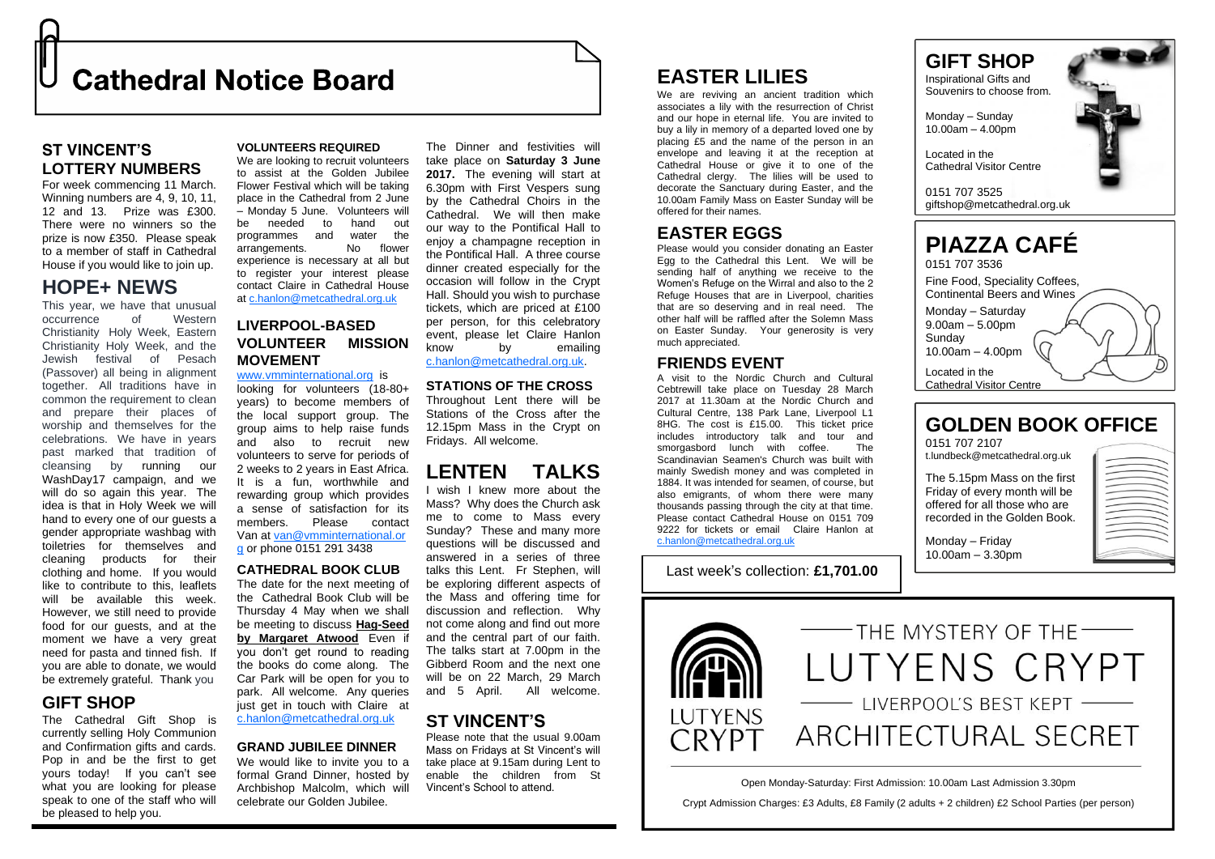# Cathedral Notice Board

## ST VINCENT'S LOTTERY NUMBERS

For week commencing 11 March. Winning numbers are 4, 9, 10, 11, 12 and 13. Prize was £300. There were no winners so the prize is now £350. Please speak to a member of staff in Cathedral House if you would like to join up.

## HOPE+ NEWS

This year, we have that unusual occurrence of Western Christianity Holy Week, Eastern Christianity Holy Week, and the Jewish festival of Pesach (Passover) all being in alignment together. All traditions have in common the requirement to clean and prepare their places of worship and themselves for the celebrations. We have in years past marked that tradition of cleansing by running our WashDay17 campaign, and we will do so again this year. The idea is that in Holy Week we will hand to every one of our guests a gender appropriate washbag with toiletries for themselves and cleaning products for their clothing and home. If you would like to contribute to this, leaflets will be available this week. However, we still need to provide food for our guests, and at the moment we have a very great need for pasta and tinned fish. If you are able to donate, we would be extremely grateful. Thank you

## GIFT SHOP

The Cathedral Gift Shop is currently selling Holy Communion and Confirmation gifts and cards. Pop in and be the first to get yours today! If you can't see what you are looking for please speak to one of the staff who will be pleased to help you.

### VOLUNTEERS REQUIRED

We are looking to recruit volunteers to assist at the Golden Jubilee Flower Festival which will be taking place in the Cathedral from 2 June – Monday 5 June. Volunteers will be needed to hand out programmes and water the arrangements. No flower experience is necessary at all but to register your interest please contact Claire in Cathedral House at c.hanlon@metcathedral.org.uk

### LIVERPOOL-BASED VOLUNTEER MISSION MOVEMENT

www.vmminternational.org is looking for volunteers (18-80+ years) to become members of the local support group. The group aims to help raise funds and also to recruit new volunteers to serve for periods of 2 weeks to 2 years in East Africa. It is a fun, worthwhile and rewarding group which provides a sense of satisfaction for its members. Please contact Van at van@vmminternational.org or phone 0151 291 3438

### CATHEDRAL BOOK CLUB

The date for the next meeting of the Cathedral Book Club will be Thursday 4 May when we shall be meeting to discuss **Hag-Seed by Margaret Atwood** Even if you don't get round to reading the books do come along. The Car Park will be open for you to park. All welcome. Any queries just get in touch with Claire at c.hanlon@metcathedral.org.uk

### GRAND JUBILEE DINNER

We would like to invite you to a formal Grand Dinner, hosted by Archbishop Malcolm, which will celebrate our Golden Jubilee.

The Dinner and festivities will take place on **Saturday 3 June 2017.** The evening will start at 6.30pm with First Vespers sung by the Cathedral Choirs in the Cathedral. We will then make our way to the Pontifical Hall to enjoy a champagne reception in the Pontifical Hall. A three course dinner created especially for the occasion will follow in the Crypt Hall. Should you wish to purchase tickets, which are priced at £100 per person, for this celebratory event, please let Claire Hanlon know by emailing c.hanlon@metcathedral.org.uk.

### STATIONS OF THE CROSS

Throughout Lent there will be Stations of the Cross after the 12.15pm Mass in the Crypt on Fridays. All welcome.

## LENTEN TALKS

I wish I knew more about the Mass? Why does the Church ask me to come to Mass every Sunday? These and many more questions will be discussed and answered in a series of three talks this Lent. Fr Stephen, will be exploring different aspects of the Mass and offering time for discussion and reflection. Why not come along and find out more and the central part of our faith. The talks start at 7.00pm in the Gibberd Room and the next one will be on 22 March, 29 March and 5 April. All welcome.

## ST VINCENT'S

Please note that the usual 9.00am Mass on Fridays at St Vincent's will take place at 9.15am during Lent to enable the children from St Vincent's School to attend.

## EASTER LILIES

We are reviving an ancient tradition which associates a lily with the resurrection of Christ and our hope in eternal life. You are invited to buy a lily in memory of a departed loved one by placing £5 and the name of the person in an envelope and leaving it at the reception at Cathedral House or give it to one of the Cathedral clergy. The lilies will be used to decorate the Sanctuary during Easter, and the 10.00am Family Mass on Easter Sunday will be offered for their names.

## EASTER EGGS

Please would you consider donating an Easter Egg to the Cathedral this Lent. We will be sending half of anything we receive to the Women's Refuge on the Wirral and also to the 2 Refuge Houses that are in Liverpool, charities that are so deserving and in real need. The other half will be raffled after the Solemn Mass on Easter Sunday. Your generosity is very much appreciated.

## FRIENDS EVENT

A visit to the Nordic Church and Cultural Cebtrewill take place on Tuesday 28 March 2017 at 11.30am at the Nordic Church and Cultural Centre, 138 Park Lane, Liverpool L1 8HG. The cost is £15.00. This ticket price includes introductory talk and tour and smorgasbord lunch with coffee. The Scandinavian Seamen's Church was built with mainly Swedish money and was completed in 1884. It was intended for seamen, of course, but also emigrants, of whom there were many thousands passing through the city at that time. Please contact Cathedral House on 0151 709 9222 for tickets or email Claire Hanlon at c.hanlon@metcathedral.org.uk

Last week's collection: **£1,701.00**

## GIFT SHOP

Inspirational Gifts and Souvenirs to choose from.

Monday – Sunday
10.00am – 4.00pm

Located in the Cathedral Visitor Centre

0151 707 3525
giftshop@metcathedral.org.uk

## PIAZZA CAFÉ

0151 707 3536

Fine Food, Speciality Coffees, Continental Beers and Wines

Monday – Saturday
9.00am – 5.00pm
Sunday
10.00am – 4.00pm

Located in the Cathedral Visitor Centre

## GOLDEN BOOK OFFICE

0151 707 2107
t.lundbeck@metcathedral.org.uk

The 5.15pm Mass on the first Friday of every month will be offered for all those who are recorded in the Golden Book.

Monday – Friday
10.00am – 3.30pm

LUTYENS CRYPT

THE MYSTERY OF THE LUTYENS CRYPT

LIVERPOOL'S BEST KEPT ARCHITECTURAL SECRET

Open Monday-Saturday: First Admission: 10.00am Last Admission 3.30pm

Crypt Admission Charges: £3 Adults, £8 Family (2 adults + 2 children) £2 School Parties (per person)